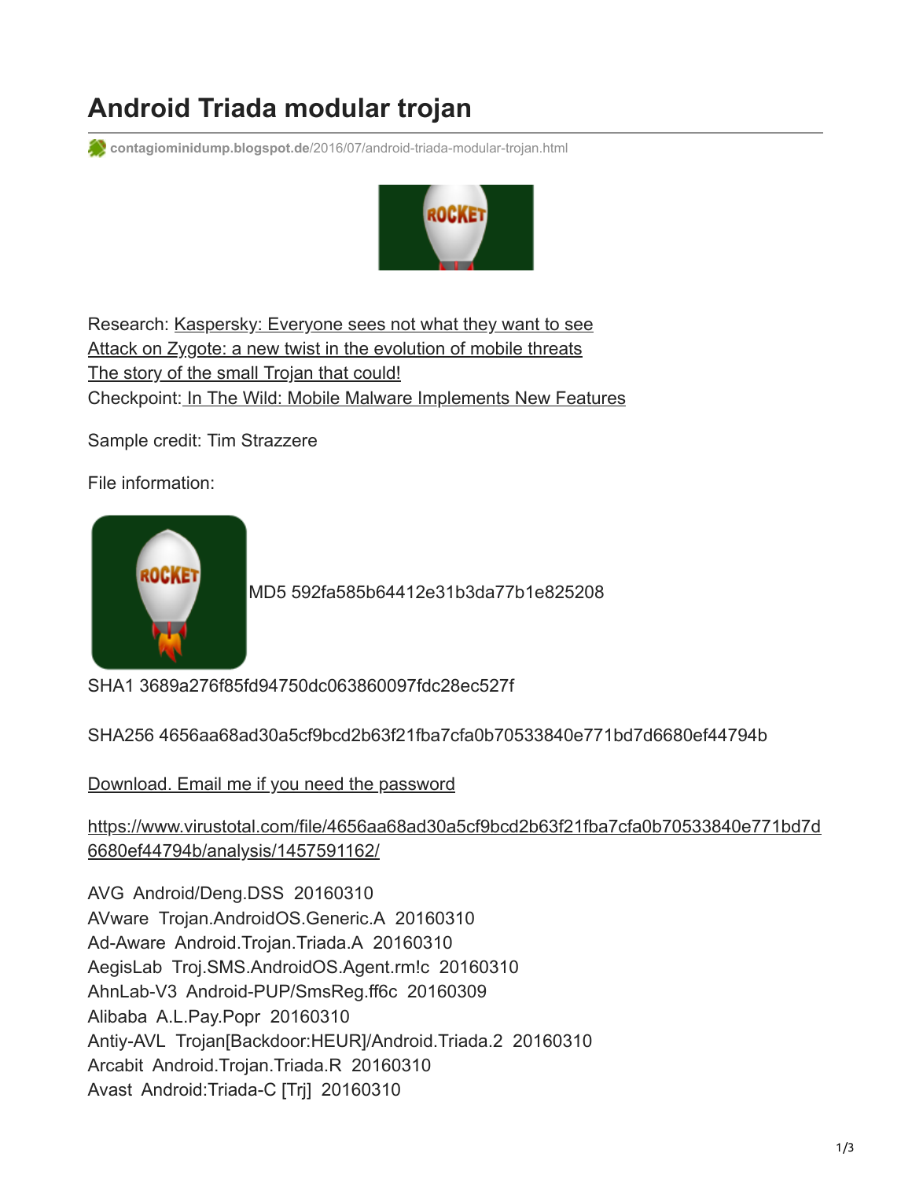# Android Triada modular trojan

contagiominidump.blogspot.de/2016/07/android-triada-modular-trojan.html

Research: [Kaspersky: Everyone sees not what they want to see](#)
[Attack on Zygote: a new twist in the evolution of mobile threats](#)
[The story of the small Trojan that could!](#)
Checkpoint: [In The Wild: Mobile Malware Implements New Features](#)

Sample credit: Tim Strazzere

File information:

MD5 592fa585b64412e31b3da77b1e825208

SHA1 3689a276f85fd94750dc063860097fdc28ec527f

SHA256 4656aa68ad30a5cf9bcd2b63f21fba7cfa0b70533840e771bd7d6680ef44794b

[Download. Email me if you need the password](#)

[https://www.virustotal.com/file/4656aa68ad30a5cf9bcd2b63f21fba7cfa0b70533840e771bd7d6680ef44794b/analysis/1457591162/](https://www.virustotal.com/file/4656aa68ad30a5cf9bcd2b63f21fba7cfa0b70533840e771bd7d6680ef44794b/analysis/1457591162/)

AVG Android/Deng.DSS 20160310
AVware Trojan.AndroidOS.Generic.A 20160310
Ad-Aware Android.Trojan.Triada.A 20160310
AegisLab Troj.SMS.AndroidOS.Agent.rm!c 20160310
AhnLab-V3 Android-PUP/SmsReg.ff6c 20160309
Alibaba A.L.Pay.Popr 20160310
Antiy-AVL Trojan[Backdoor:HEUR]/Android.Triada.2 20160310
Arcabit Android.Trojan.Triada.R 20160310
Avast Android:Triada-C [Trj] 20160310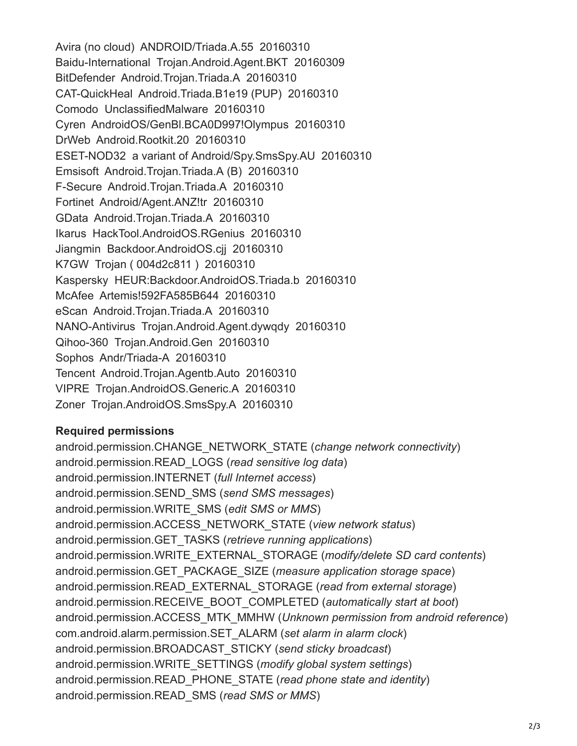Avira (no cloud) ANDROID/Triada.A.55 20160310
Baidu-International Trojan.Android.Agent.BKT 20160309
BitDefender Android.Trojan.Triada.A 20160310
CAT-QuickHeal Android.Triada.B1e19 (PUP) 20160310
Comodo UnclassifiedMalware 20160310
Cyren AndroidOS/GenBl.BCA0D997!Olympus 20160310
DrWeb Android.Rootkit.20 20160310
ESET-NOD32 a variant of Android/Spy.SmsSpy.AU 20160310
Emsisoft Android.Trojan.Triada.A (B) 20160310
F-Secure Android.Trojan.Triada.A 20160310
Fortinet Android/Agent.ANZ!tr 20160310
GData Android.Trojan.Triada.A 20160310
Ikarus HackTool.AndroidOS.RGenius 20160310
Jiangmin Backdoor.AndroidOS.cjj 20160310
K7GW Trojan ( 004d2c811 ) 20160310
Kaspersky HEUR:Backdoor.AndroidOS.Triada.b 20160310
McAfee Artemis!592FA585B644 20160310
eScan Android.Trojan.Triada.A 20160310
NANO-Antivirus Trojan.Android.Agent.dywqdy 20160310
Qihoo-360 Trojan.Android.Gen 20160310
Sophos Andr/Triada-A 20160310
Tencent Android.Trojan.Agentb.Auto 20160310
VIPRE Trojan.AndroidOS.Generic.A 20160310
Zoner Trojan.AndroidOS.SmsSpy.A 20160310

**Required permissions**

android.permission.CHANGE_NETWORK_STATE (*change network connectivity*)
android.permission.READ_LOGS (*read sensitive log data*)
android.permission.INTERNET (*full Internet access*)
android.permission.SEND_SMS (*send SMS messages*)
android.permission.WRITE_SMS (*edit SMS or MMS*)
android.permission.ACCESS_NETWORK_STATE (*view network status*)
android.permission.GET_TASKS (*retrieve running applications*)
android.permission.WRITE_EXTERNAL_STORAGE (*modify/delete SD card contents*)
android.permission.GET_PACKAGE_SIZE (*measure application storage space*)
android.permission.READ_EXTERNAL_STORAGE (*read from external storage*)
android.permission.RECEIVE_BOOT_COMPLETED (*automatically start at boot*)
android.permission.ACCESS_MTK_MMHW (*Unknown permission from android reference*)
com.android.alarm.permission.SET_ALARM (*set alarm in alarm clock*)
android.permission.BROADCAST_STICKY (*send sticky broadcast*)
android.permission.WRITE_SETTINGS (*modify global system settings*)
android.permission.READ_PHONE_STATE (*read phone state and identity*)
android.permission.READ_SMS (*read SMS or MMS*)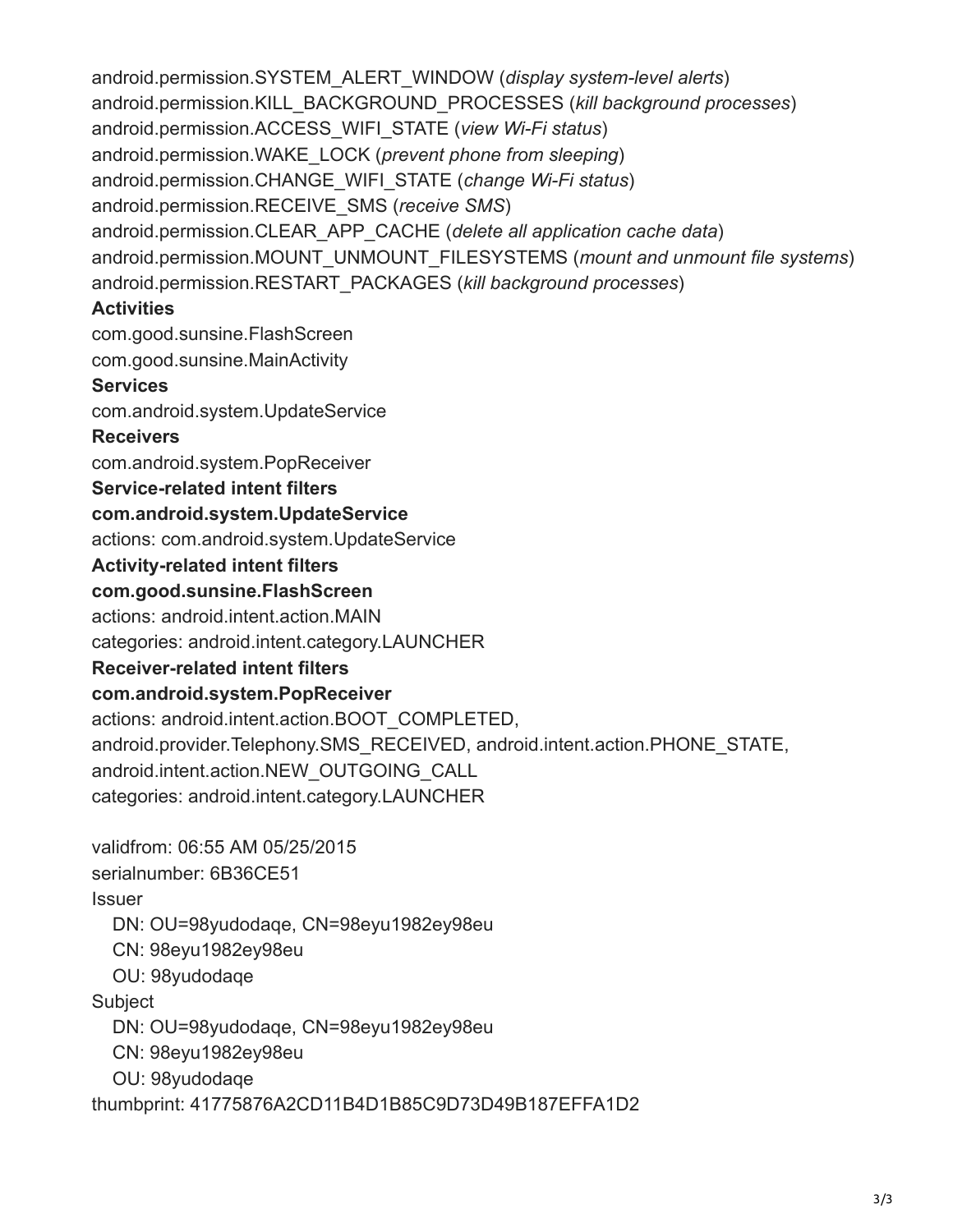android.permission.SYSTEM_ALERT_WINDOW (*display system-level alerts*)
android.permission.KILL_BACKGROUND_PROCESSES (*kill background processes*)
android.permission.ACCESS_WIFI_STATE (*view Wi-Fi status*)
android.permission.WAKE_LOCK (*prevent phone from sleeping*)
android.permission.CHANGE_WIFI_STATE (*change Wi-Fi status*)
android.permission.RECEIVE_SMS (*receive SMS*)
android.permission.CLEAR_APP_CACHE (*delete all application cache data*)
android.permission.MOUNT_UNMOUNT_FILESYSTEMS (*mount and unmount file systems*)
android.permission.RESTART_PACKAGES (*kill background processes*)

**Activities**

com.good.sunsine.FlashScreen
com.good.sunsine.MainActivity

**Services**

com.android.system.UpdateService

**Receivers**

com.android.system.PopReceiver

**Service-related intent filters**

**com.android.system.UpdateService**

actions: com.android.system.UpdateService

**Activity-related intent filters**

**com.good.sunsine.FlashScreen**

actions: android.intent.action.MAIN
categories: android.intent.category.LAUNCHER

**Receiver-related intent filters**

**com.android.system.PopReceiver**

actions: android.intent.action.BOOT_COMPLETED,
android.provider.Telephony.SMS_RECEIVED, android.intent.action.PHONE_STATE,
android.intent.action.NEW_OUTGOING_CALL
categories: android.intent.category.LAUNCHER

validfrom: 06:55 AM 05/25/2015
serialnumber: 6B36CE51
Issuer
  DN: OU=98yudodaqe, CN=98eyu1982ey98eu
  CN: 98eyu1982ey98eu
  OU: 98yudodaqe
Subject
  DN: OU=98yudodaqe, CN=98eyu1982ey98eu
  CN: 98eyu1982ey98eu
  OU: 98yudodaqe
thumbprint: 41775876A2CD11B4D1B85C9D73D49B187EFFA1D2